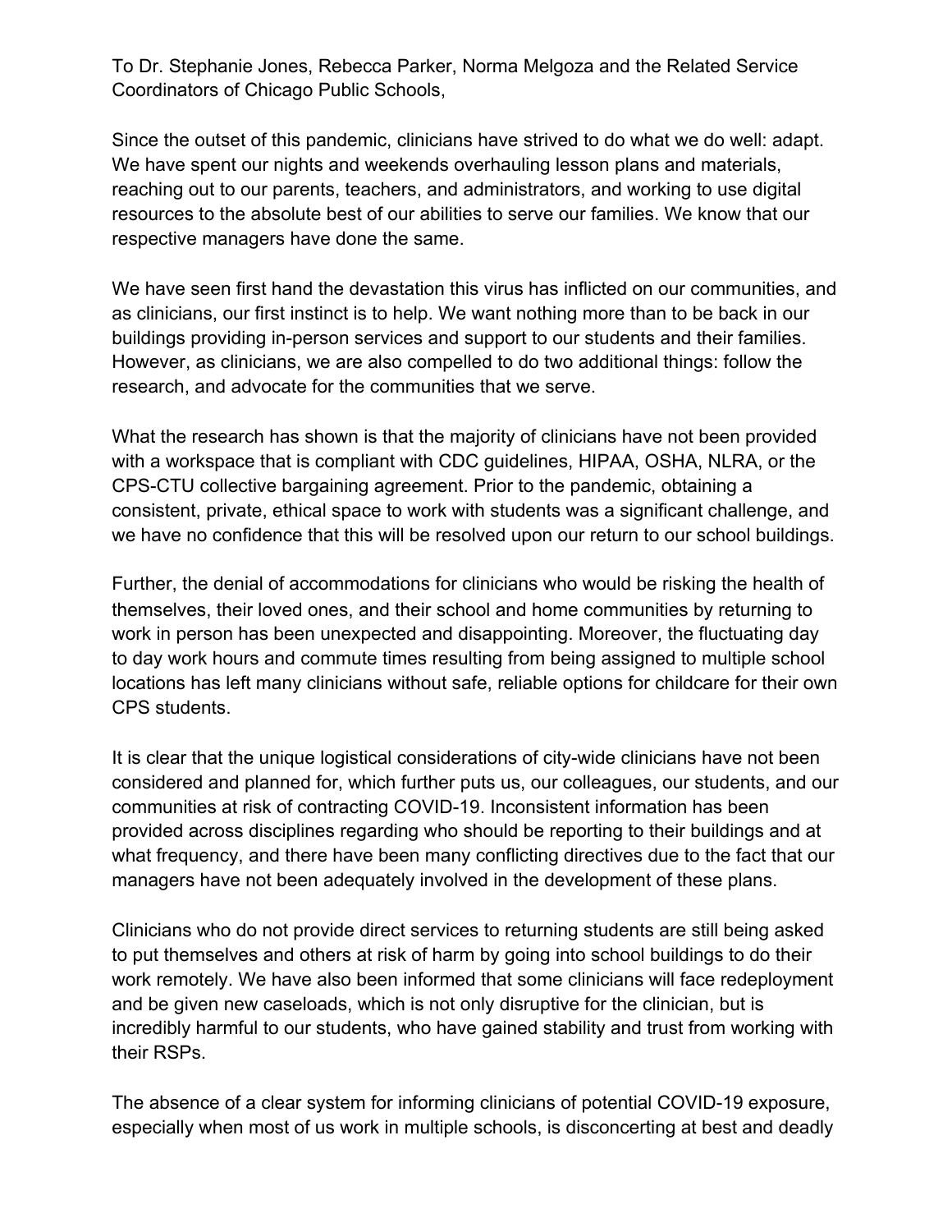To Dr. Stephanie Jones, Rebecca Parker, Norma Melgoza and the Related Service Coordinators of Chicago Public Schools,

Since the outset of this pandemic, clinicians have strived to do what we do well: adapt. We have spent our nights and weekends overhauling lesson plans and materials, reaching out to our parents, teachers, and administrators, and working to use digital resources to the absolute best of our abilities to serve our families. We know that our respective managers have done the same.

We have seen first hand the devastation this virus has inflicted on our communities, and as clinicians, our first instinct is to help. We want nothing more than to be back in our buildings providing in-person services and support to our students and their families. However, as clinicians, we are also compelled to do two additional things: follow the research, and advocate for the communities that we serve.

What the research has shown is that the majority of clinicians have not been provided with a workspace that is compliant with CDC guidelines, HIPAA, OSHA, NLRA, or the CPS-CTU collective bargaining agreement. Prior to the pandemic, obtaining a consistent, private, ethical space to work with students was a significant challenge, and we have no confidence that this will be resolved upon our return to our school buildings.

Further, the denial of accommodations for clinicians who would be risking the health of themselves, their loved ones, and their school and home communities by returning to work in person has been unexpected and disappointing. Moreover, the fluctuating day to day work hours and commute times resulting from being assigned to multiple school locations has left many clinicians without safe, reliable options for childcare for their own CPS students.

It is clear that the unique logistical considerations of city-wide clinicians have not been considered and planned for, which further puts us, our colleagues, our students, and our communities at risk of contracting COVID-19. Inconsistent information has been provided across disciplines regarding who should be reporting to their buildings and at what frequency, and there have been many conflicting directives due to the fact that our managers have not been adequately involved in the development of these plans.

Clinicians who do not provide direct services to returning students are still being asked to put themselves and others at risk of harm by going into school buildings to do their work remotely. We have also been informed that some clinicians will face redeployment and be given new caseloads, which is not only disruptive for the clinician, but is incredibly harmful to our students, who have gained stability and trust from working with their RSPs.

The absence of a clear system for informing clinicians of potential COVID-19 exposure, especially when most of us work in multiple schools, is disconcerting at best and deadly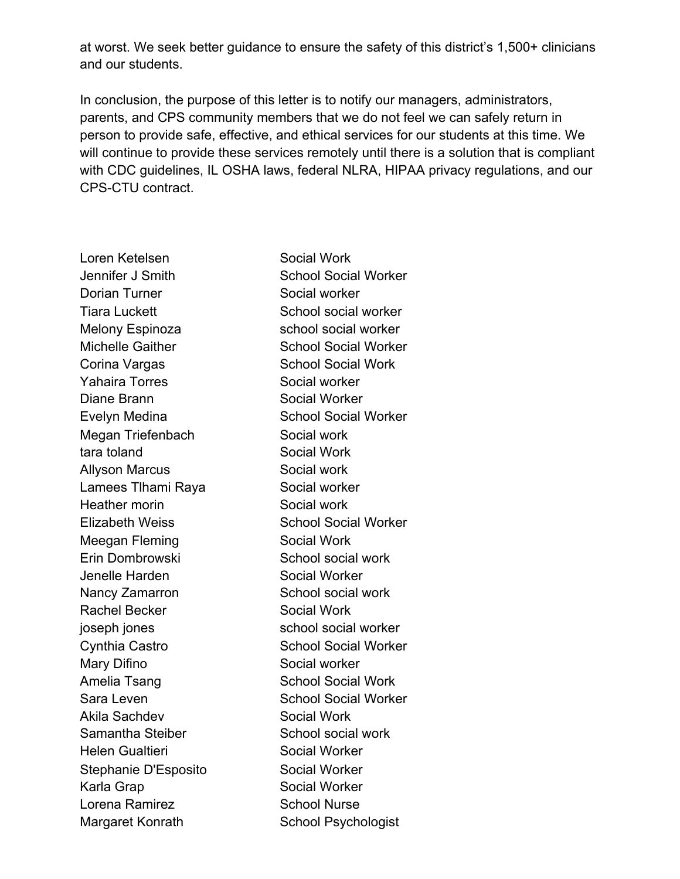at worst. We seek better guidance to ensure the safety of this district's 1,500+ clinicians and our students.

In conclusion, the purpose of this letter is to notify our managers, administrators, parents, and CPS community members that we do not feel we can safely return in person to provide safe, effective, and ethical services for our students at this time. We will continue to provide these services remotely until there is a solution that is compliant with CDC guidelines, IL OSHA laws, federal NLRA, HIPAA privacy regulations, and our CPS-CTU contract.

| | |
|---|---|
| Loren Ketelsen | Social Work |
| Jennifer J Smith | School Social Worker |
| Dorian Turner | Social worker |
| Tiara Luckett | School social worker |
| Melony Espinoza | school social worker |
| Michelle Gaither | School Social Worker |
| Corina Vargas | School Social Work |
| Yahaira Torres | Social worker |
| Diane Brann | Social Worker |
| Evelyn Medina | School Social Worker |
| Megan Triefenbach | Social work |
| tara toland | Social Work |
| Allyson Marcus | Social work |
| Lamees Tlhami Raya | Social worker |
| Heather morin | Social work |
| Elizabeth Weiss | School Social Worker |
| Meegan Fleming | Social Work |
| Erin Dombrowski | School social work |
| Jenelle Harden | Social Worker |
| Nancy Zamarron | School social work |
| Rachel Becker | Social Work |
| joseph jones | school social worker |
| Cynthia Castro | School Social Worker |
| Mary Difino | Social worker |
| Amelia Tsang | School Social Work |
| Sara Leven | School Social Worker |
| Akila Sachdev | Social Work |
| Samantha Steiber | School social work |
| Helen Gualtieri | Social Worker |
| Stephanie D'Esposito | Social Worker |
| Karla Grap | Social Worker |
| Lorena Ramirez | School Nurse |
| Margaret Konrath | School Psychologist |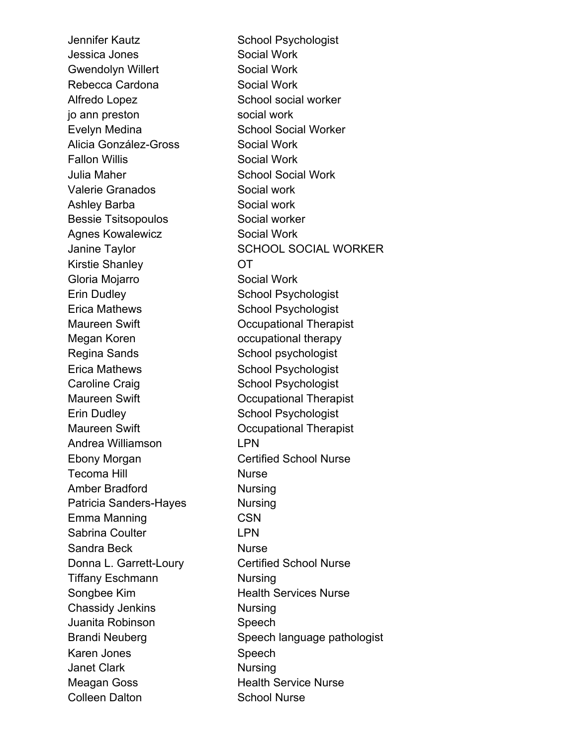| | |
|---|---|
| Jennifer Kautz | School Psychologist |
| Jessica Jones | Social Work |
| Gwendolyn Willert | Social Work |
| Rebecca Cardona | Social Work |
| Alfredo Lopez | School social worker |
| jo ann preston | social work |
| Evelyn Medina | School Social Worker |
| Alicia González-Gross | Social Work |
| Fallon Willis | Social Work |
| Julia Maher | School Social Work |
| Valerie Granados | Social work |
| Ashley Barba | Social work |
| Bessie Tsitsopoulos | Social worker |
| Agnes Kowalewicz | Social Work |
| Janine Taylor | SCHOOL SOCIAL WORKER |
| Kirstie Shanley | OT |
| Gloria Mojarro | Social Work |
| Erin Dudley | School Psychologist |
| Erica Mathews | School Psychologist |
| Maureen Swift | Occupational Therapist |
| Megan Koren | occupational therapy |
| Regina Sands | School psychologist |
| Erica Mathews | School Psychologist |
| Caroline Craig | School Psychologist |
| Maureen Swift | Occupational Therapist |
| Erin Dudley | School Psychologist |
| Maureen Swift | Occupational Therapist |
| Andrea Williamson | LPN |
| Ebony Morgan | Certified School Nurse |
| Tecoma Hill | Nurse |
| Amber Bradford | Nursing |
| Patricia Sanders-Hayes | Nursing |
| Emma Manning | CSN |
| Sabrina Coulter | LPN |
| Sandra Beck | Nurse |
| Donna L. Garrett-Loury | Certified School Nurse |
| Tiffany Eschmann | Nursing |
| Songbee Kim | Health Services Nurse |
| Chassidy Jenkins | Nursing |
| Juanita Robinson | Speech |
| Brandi Neuberg | Speech language pathologist |
| Karen Jones | Speech |
| Janet Clark | Nursing |
| Meagan Goss | Health Service Nurse |
| Colleen Dalton | School Nurse |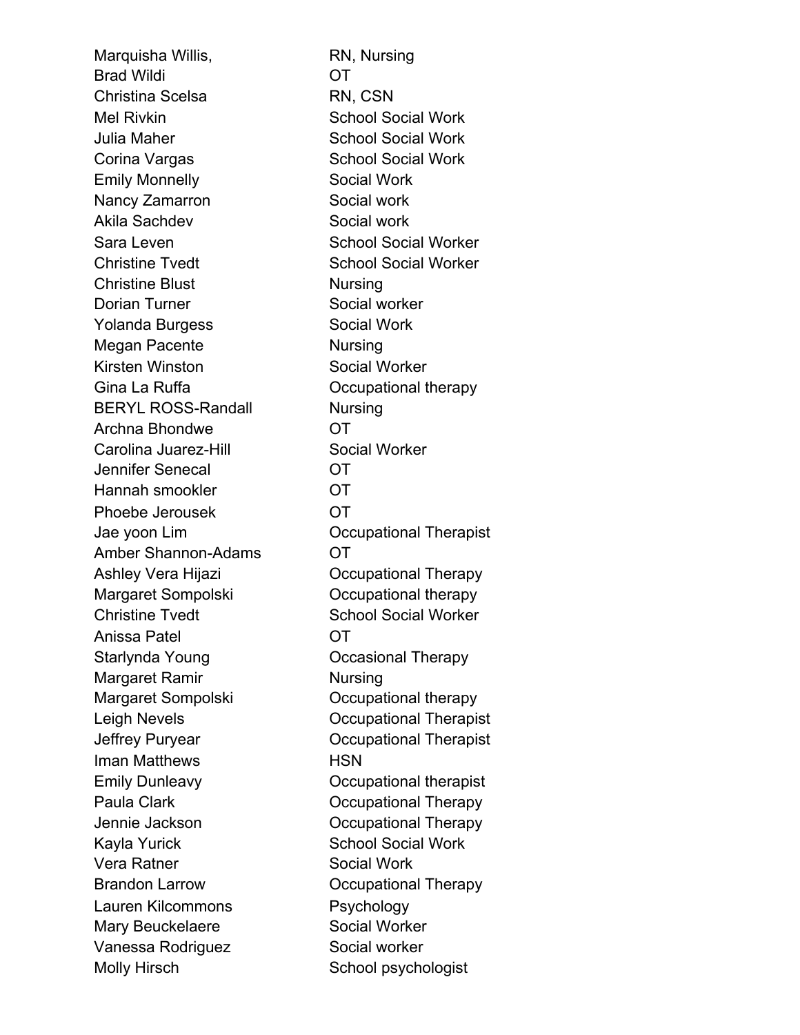| | |
|---|---|
| Marquisha Willis, | RN, Nursing |
| Brad Wildi | OT |
| Christina Scelsa | RN, CSN |
| Mel Rivkin | School Social Work |
| Julia Maher | School Social Work |
| Corina Vargas | School Social Work |
| Emily Monnelly | Social Work |
| Nancy Zamarron | Social work |
| Akila Sachdev | Social work |
| Sara Leven | School Social Worker |
| Christine Tvedt | School Social Worker |
| Christine Blust | Nursing |
| Dorian Turner | Social worker |
| Yolanda Burgess | Social Work |
| Megan Pacente | Nursing |
| Kirsten Winston | Social Worker |
| Gina La Ruffa | Occupational therapy |
| BERYL ROSS-Randall | Nursing |
| Archna Bhondwe | OT |
| Carolina Juarez-Hill | Social Worker |
| Jennifer Senecal | OT |
| Hannah smookler | OT |
| Phoebe Jerousek | OT |
| Jae yoon Lim | Occupational Therapist |
| Amber Shannon-Adams | OT |
| Ashley Vera Hijazi | Occupational Therapy |
| Margaret Sompolski | Occupational therapy |
| Christine Tvedt | School Social Worker |
| Anissa Patel | OT |
| Starlynda Young | Occasional Therapy |
| Margaret Ramir | Nursing |
| Margaret Sompolski | Occupational therapy |
| Leigh Nevels | Occupational Therapist |
| Jeffrey Puryear | Occupational Therapist |
| Iman Matthews | HSN |
| Emily Dunleavy | Occupational therapist |
| Paula Clark | Occupational Therapy |
| Jennie Jackson | Occupational Therapy |
| Kayla Yurick | School Social Work |
| Vera Ratner | Social Work |
| Brandon Larrow | Occupational Therapy |
| Lauren Kilcommons | Psychology |
| Mary Beuckelaere | Social Worker |
| Vanessa Rodriguez | Social worker |
| Molly Hirsch | School psychologist |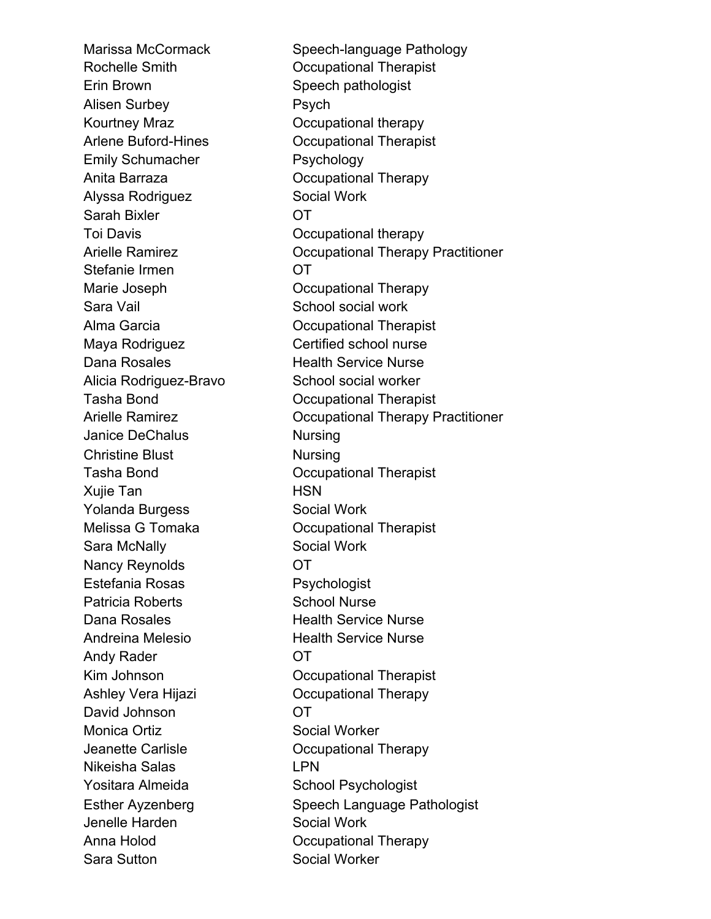| | |
|---|---|
| Marissa McCormack | Speech-language Pathology |
| Rochelle Smith | Occupational Therapist |
| Erin Brown | Speech pathologist |
| Alisen Surbey | Psych |
| Kourtney Mraz | Occupational therapy |
| Arlene Buford-Hines | Occupational Therapist |
| Emily Schumacher | Psychology |
| Anita Barraza | Occupational Therapy |
| Alyssa Rodriguez | Social Work |
| Sarah Bixler | OT |
| Toi Davis | Occupational therapy |
| Arielle Ramirez | Occupational Therapy Practitioner |
| Stefanie Irmen | OT |
| Marie Joseph | Occupational Therapy |
| Sara Vail | School social work |
| Alma Garcia | Occupational Therapist |
| Maya Rodriguez | Certified school nurse |
| Dana Rosales | Health Service Nurse |
| Alicia Rodriguez-Bravo | School social worker |
| Tasha Bond | Occupational Therapist |
| Arielle Ramirez | Occupational Therapy Practitioner |
| Janice DeChalus | Nursing |
| Christine Blust | Nursing |
| Tasha Bond | Occupational Therapist |
| Xujie Tan | HSN |
| Yolanda Burgess | Social Work |
| Melissa G Tomaka | Occupational Therapist |
| Sara McNally | Social Work |
| Nancy Reynolds | OT |
| Estefania Rosas | Psychologist |
| Patricia Roberts | School Nurse |
| Dana Rosales | Health Service Nurse |
| Andreina Melesio | Health Service Nurse |
| Andy Rader | OT |
| Kim Johnson | Occupational Therapist |
| Ashley Vera Hijazi | Occupational Therapy |
| David Johnson | OT |
| Monica Ortiz | Social Worker |
| Jeanette Carlisle | Occupational Therapy |
| Nikeisha Salas | LPN |
| Yositara Almeida | School Psychologist |
| Esther Ayzenberg | Speech Language Pathologist |
| Jenelle Harden | Social Work |
| Anna Holod | Occupational Therapy |
| Sara Sutton | Social Worker |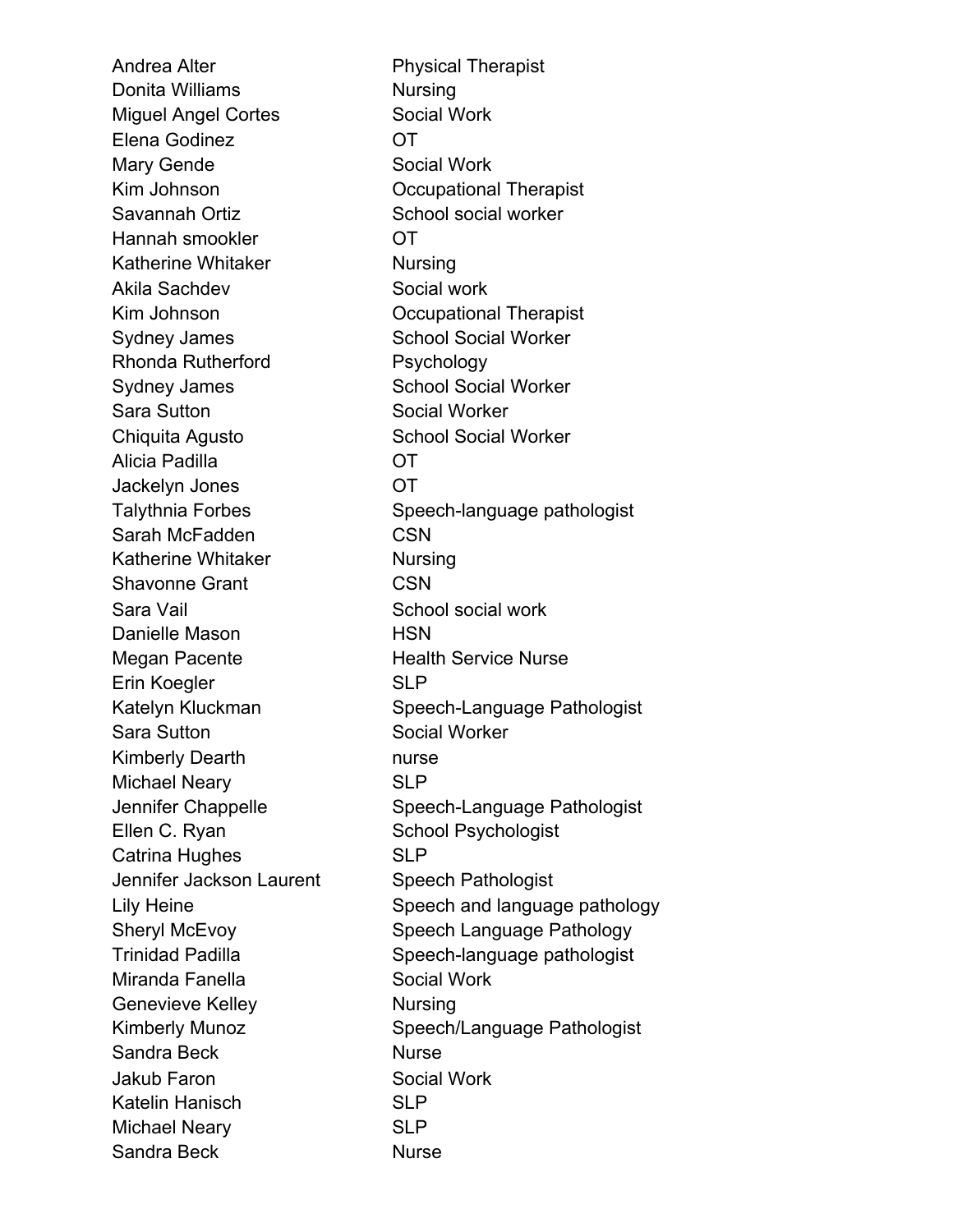| | |
|---|---|
| Andrea Alter | Physical Therapist |
| Donita Williams | Nursing |
| Miguel Angel Cortes | Social Work |
| Elena Godinez | OT |
| Mary Gende | Social Work |
| Kim Johnson | Occupational Therapist |
| Savannah Ortiz | School social worker |
| Hannah smookler | OT |
| Katherine Whitaker | Nursing |
| Akila Sachdev | Social work |
| Kim Johnson | Occupational Therapist |
| Sydney James | School Social Worker |
| Rhonda Rutherford | Psychology |
| Sydney James | School Social Worker |
| Sara Sutton | Social Worker |
| Chiquita Agusto | School Social Worker |
| Alicia Padilla | OT |
| Jackelyn Jones | OT |
| Talythnia Forbes | Speech-language pathologist |
| Sarah McFadden | CSN |
| Katherine Whitaker | Nursing |
| Shavonne Grant | CSN |
| Sara Vail | School social work |
| Danielle Mason | HSN |
| Megan Pacente | Health Service Nurse |
| Erin Koegler | SLP |
| Katelyn Kluckman | Speech-Language Pathologist |
| Sara Sutton | Social Worker |
| Kimberly Dearth | nurse |
| Michael Neary | SLP |
| Jennifer Chappelle | Speech-Language Pathologist |
| Ellen C. Ryan | School Psychologist |
| Catrina Hughes | SLP |
| Jennifer Jackson Laurent | Speech Pathologist |
| Lily Heine | Speech and language pathology |
| Sheryl McEvoy | Speech Language Pathology |
| Trinidad Padilla | Speech-language pathologist |
| Miranda Fanella | Social Work |
| Genevieve Kelley | Nursing |
| Kimberly Munoz | Speech/Language Pathologist |
| Sandra Beck | Nurse |
| Jakub Faron | Social Work |
| Katelin Hanisch | SLP |
| Michael Neary | SLP |
| Sandra Beck | Nurse |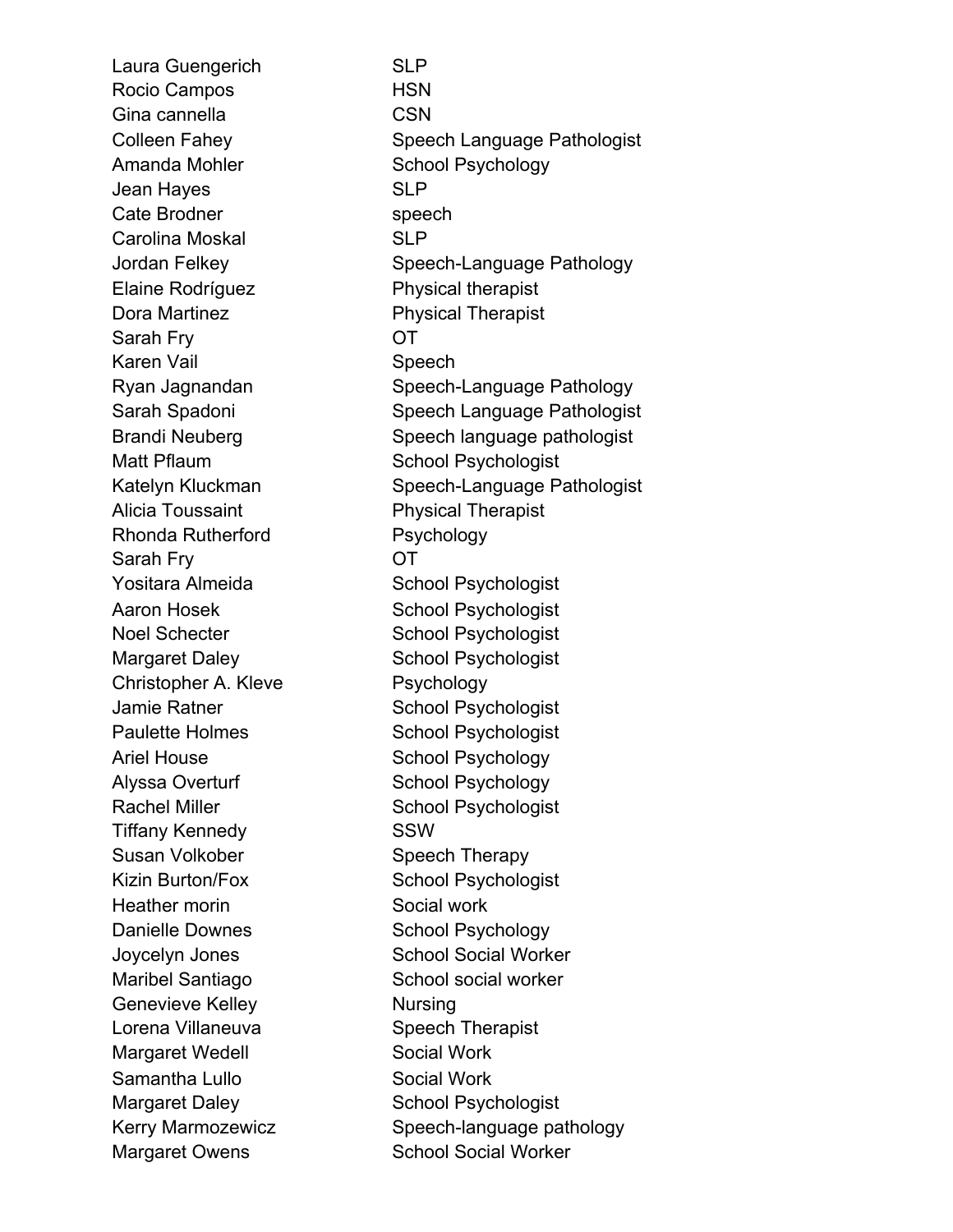| | |
|---|---|
| Laura Guengerich | SLP |
| Rocio Campos | HSN |
| Gina cannella | CSN |
| Colleen Fahey | Speech Language Pathologist |
| Amanda Mohler | School Psychology |
| Jean Hayes | SLP |
| Cate Brodner | speech |
| Carolina Moskal | SLP |
| Jordan Felkey | Speech-Language Pathology |
| Elaine Rodríguez | Physical therapist |
| Dora Martinez | Physical Therapist |
| Sarah Fry | OT |
| Karen Vail | Speech |
| Ryan Jagnandan | Speech-Language Pathology |
| Sarah Spadoni | Speech Language Pathologist |
| Brandi Neuberg | Speech language pathologist |
| Matt Pflaum | School Psychologist |
| Katelyn Kluckman | Speech-Language Pathologist |
| Alicia Toussaint | Physical Therapist |
| Rhonda Rutherford | Psychology |
| Sarah Fry | OT |
| Yositara Almeida | School Psychologist |
| Aaron Hosek | School Psychologist |
| Noel Schecter | School Psychologist |
| Margaret Daley | School Psychologist |
| Christopher A. Kleve | Psychology |
| Jamie Ratner | School Psychologist |
| Paulette Holmes | School Psychologist |
| Ariel House | School Psychology |
| Alyssa Overturf | School Psychology |
| Rachel Miller | School Psychologist |
| Tiffany Kennedy | SSW |
| Susan Volkober | Speech Therapy |
| Kizin Burton/Fox | School Psychologist |
| Heather morin | Social work |
| Danielle Downes | School Psychology |
| Joycelyn Jones | School Social Worker |
| Maribel Santiago | School social worker |
| Genevieve Kelley | Nursing |
| Lorena Villaneuva | Speech Therapist |
| Margaret Wedell | Social Work |
| Samantha Lullo | Social Work |
| Margaret Daley | School Psychologist |
| Kerry Marmozewicz | Speech-language pathology |
| Margaret Owens | School Social Worker |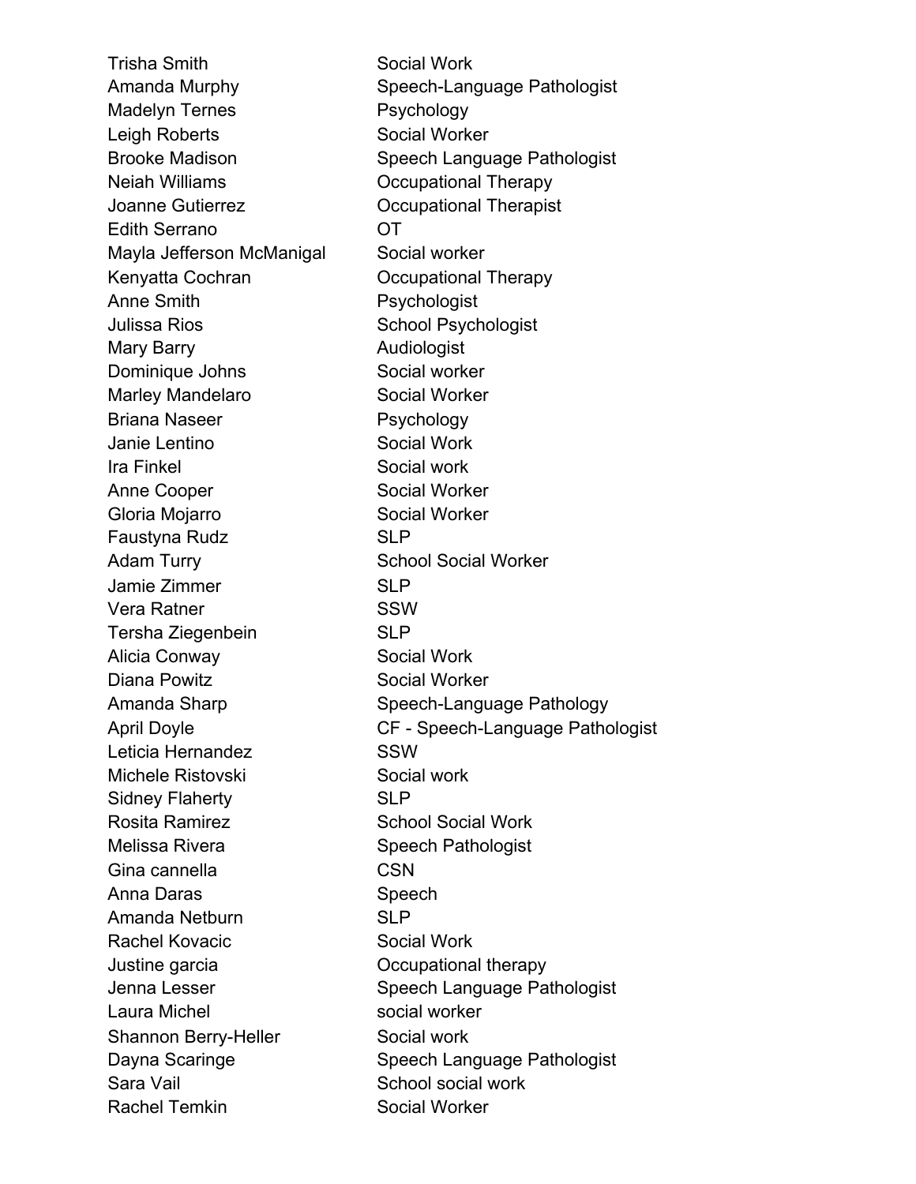| | |
|---|---|
| Trisha Smith | Social Work |
| Amanda Murphy | Speech-Language Pathologist |
| Madelyn Ternes | Psychology |
| Leigh Roberts | Social Worker |
| Brooke Madison | Speech Language Pathologist |
| Neiah Williams | Occupational Therapy |
| Joanne Gutierrez | Occupational Therapist |
| Edith Serrano | OT |
| Mayla Jefferson McManigal | Social worker |
| Kenyatta Cochran | Occupational Therapy |
| Anne Smith | Psychologist |
| Julissa Rios | School Psychologist |
| Mary Barry | Audiologist |
| Dominique Johns | Social worker |
| Marley Mandelaro | Social Worker |
| Briana Naseer | Psychology |
| Janie Lentino | Social Work |
| Ira Finkel | Social work |
| Anne Cooper | Social Worker |
| Gloria Mojarro | Social Worker |
| Faustyna Rudz | SLP |
| Adam Turry | School Social Worker |
| Jamie Zimmer | SLP |
| Vera Ratner | SSW |
| Tersha Ziegenbein | SLP |
| Alicia Conway | Social Work |
| Diana Powitz | Social Worker |
| Amanda Sharp | Speech-Language Pathology |
| April Doyle | CF - Speech-Language Pathologist |
| Leticia Hernandez | SSW |
| Michele Ristovski | Social work |
| Sidney Flaherty | SLP |
| Rosita Ramirez | School Social Work |
| Melissa Rivera | Speech Pathologist |
| Gina cannella | CSN |
| Anna Daras | Speech |
| Amanda Netburn | SLP |
| Rachel Kovacic | Social Work |
| Justine garcia | Occupational therapy |
| Jenna Lesser | Speech Language Pathologist |
| Laura Michel | social worker |
| Shannon Berry-Heller | Social work |
| Dayna Scaringe | Speech Language Pathologist |
| Sara Vail | School social work |
| Rachel Temkin | Social Worker |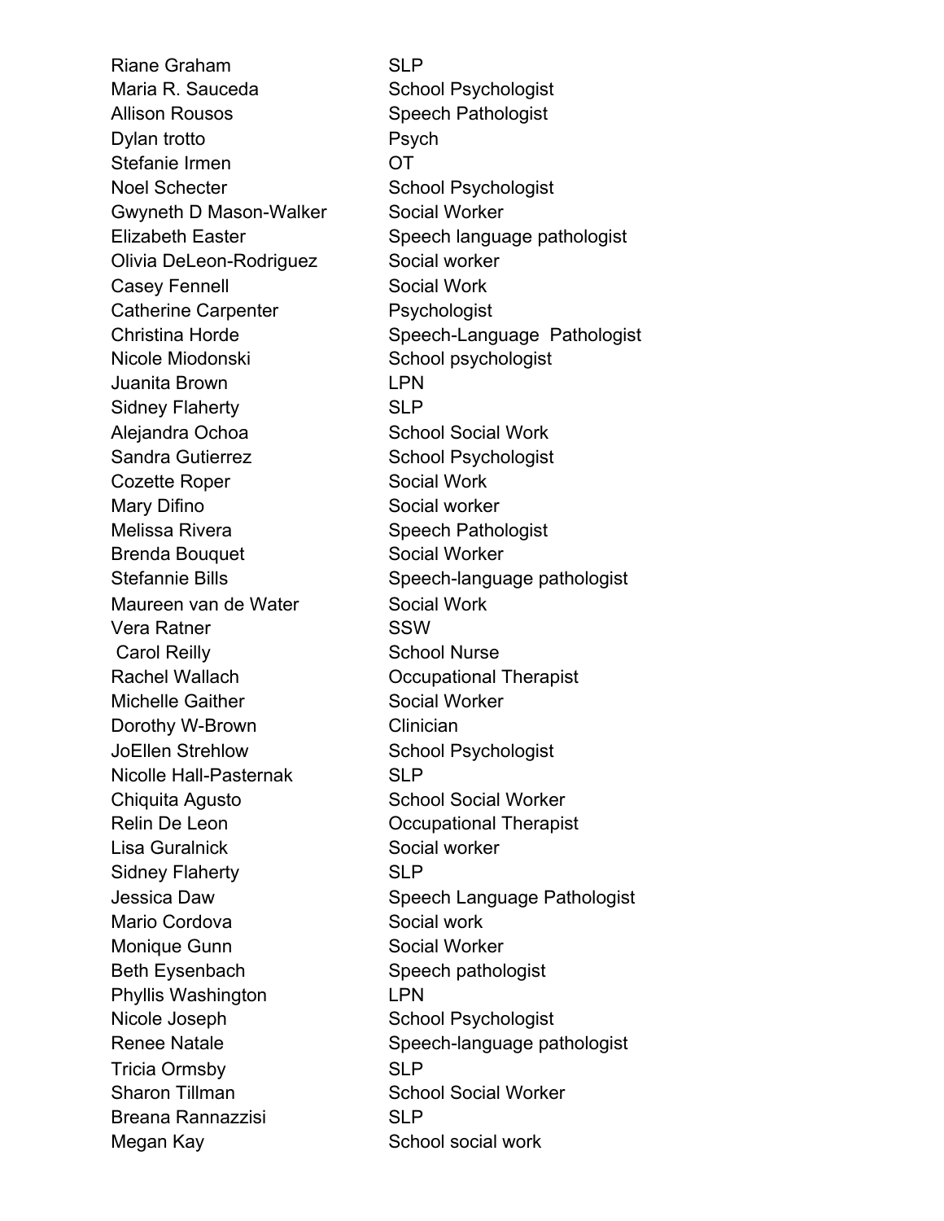| | |
|---|---|
| Riane Graham | SLP |
| Maria R. Sauceda | School Psychologist |
| Allison Rousos | Speech Pathologist |
| Dylan trotto | Psych |
| Stefanie Irmen | OT |
| Noel Schecter | School Psychologist |
| Gwyneth D Mason-Walker | Social Worker |
| Elizabeth Easter | Speech language pathologist |
| Olivia DeLeon-Rodriguez | Social worker |
| Casey Fennell | Social Work |
| Catherine Carpenter | Psychologist |
| Christina Horde | Speech-Language Pathologist |
| Nicole Miodonski | School psychologist |
| Juanita Brown | LPN |
| Sidney Flaherty | SLP |
| Alejandra Ochoa | School Social Work |
| Sandra Gutierrez | School Psychologist |
| Cozette Roper | Social Work |
| Mary Difino | Social worker |
| Melissa Rivera | Speech Pathologist |
| Brenda Bouquet | Social Worker |
| Stefannie Bills | Speech-language pathologist |
| Maureen van de Water | Social Work |
| Vera Ratner | SSW |
| Carol Reilly | School Nurse |
| Rachel Wallach | Occupational Therapist |
| Michelle Gaither | Social Worker |
| Dorothy W-Brown | Clinician |
| JoEllen Strehlow | School Psychologist |
| Nicolle Hall-Pasternak | SLP |
| Chiquita Agusto | School Social Worker |
| Relin De Leon | Occupational Therapist |
| Lisa Guralnick | Social worker |
| Sidney Flaherty | SLP |
| Jessica Daw | Speech Language Pathologist |
| Mario Cordova | Social work |
| Monique Gunn | Social Worker |
| Beth Eysenbach | Speech pathologist |
| Phyllis Washington | LPN |
| Nicole Joseph | School Psychologist |
| Renee Natale | Speech-language pathologist |
| Tricia Ormsby | SLP |
| Sharon Tillman | School Social Worker |
| Breana Rannazzisi | SLP |
| Megan Kay | School social work |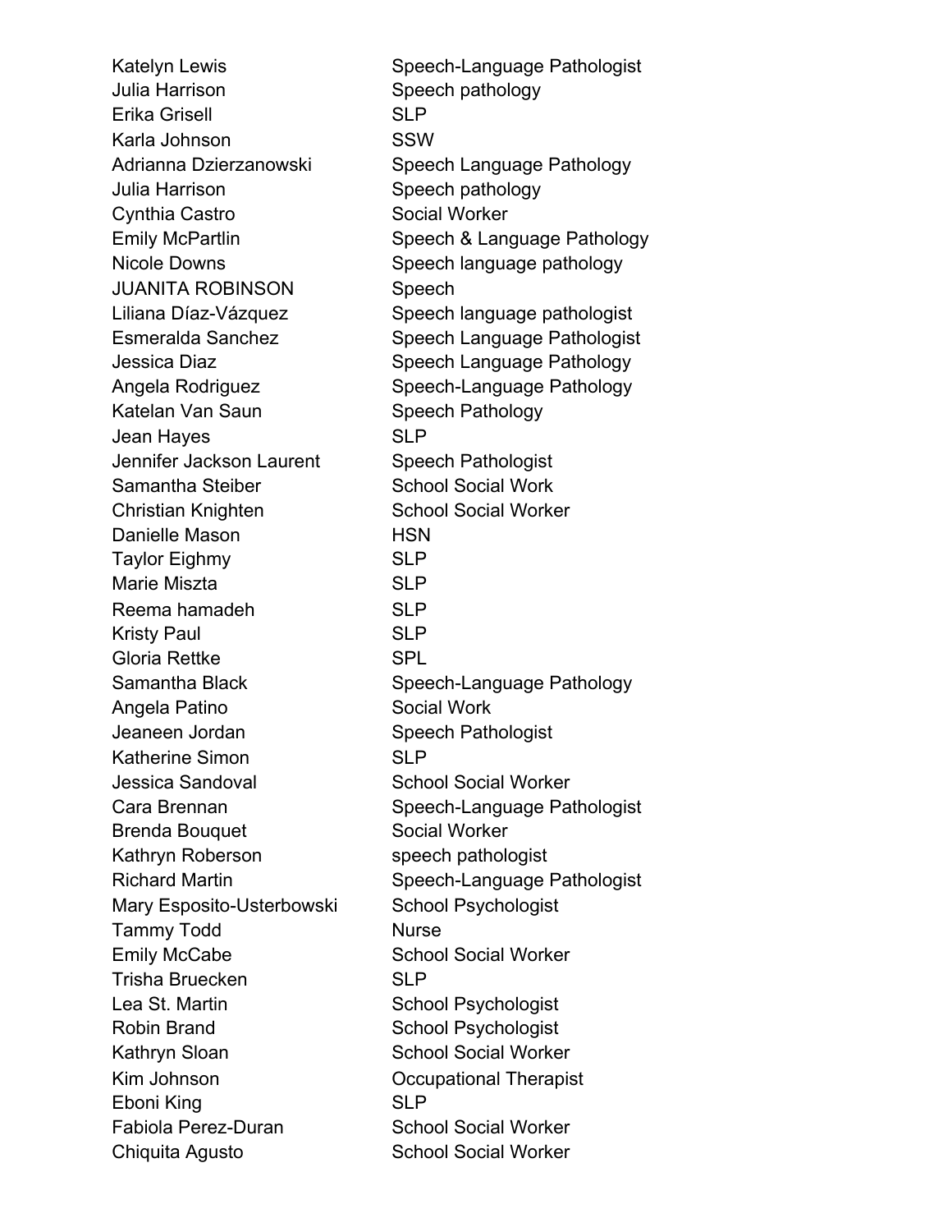| | |
|---|---|
| Katelyn Lewis | Speech-Language Pathologist |
| Julia Harrison | Speech pathology |
| Erika Grisell | SLP |
| Karla Johnson | SSW |
| Adrianna Dzierzanowski | Speech Language Pathology |
| Julia Harrison | Speech pathology |
| Cynthia Castro | Social Worker |
| Emily McPartlin | Speech & Language Pathology |
| Nicole Downs | Speech language pathology |
| JUANITA ROBINSON | Speech |
| Liliana Díaz-Vázquez | Speech language pathologist |
| Esmeralda Sanchez | Speech Language Pathologist |
| Jessica Diaz | Speech Language Pathology |
| Angela Rodriguez | Speech-Language Pathology |
| Katelan Van Saun | Speech Pathology |
| Jean Hayes | SLP |
| Jennifer Jackson Laurent | Speech Pathologist |
| Samantha Steiber | School Social Work |
| Christian Knighten | School Social Worker |
| Danielle Mason | HSN |
| Taylor Eighmy | SLP |
| Marie Miszta | SLP |
| Reema hamadeh | SLP |
| Kristy Paul | SLP |
| Gloria Rettke | SPL |
| Samantha Black | Speech-Language Pathology |
| Angela Patino | Social Work |
| Jeaneen Jordan | Speech Pathologist |
| Katherine Simon | SLP |
| Jessica Sandoval | School Social Worker |
| Cara Brennan | Speech-Language Pathologist |
| Brenda Bouquet | Social Worker |
| Kathryn Roberson | speech pathologist |
| Richard Martin | Speech-Language Pathologist |
| Mary Esposito-Usterbowski | School Psychologist |
| Tammy Todd | Nurse |
| Emily McCabe | School Social Worker |
| Trisha Bruecken | SLP |
| Lea St. Martin | School Psychologist |
| Robin Brand | School Psychologist |
| Kathryn Sloan | School Social Worker |
| Kim Johnson | Occupational Therapist |
| Eboni King | SLP |
| Fabiola Perez-Duran | School Social Worker |
| Chiquita Agusto | School Social Worker |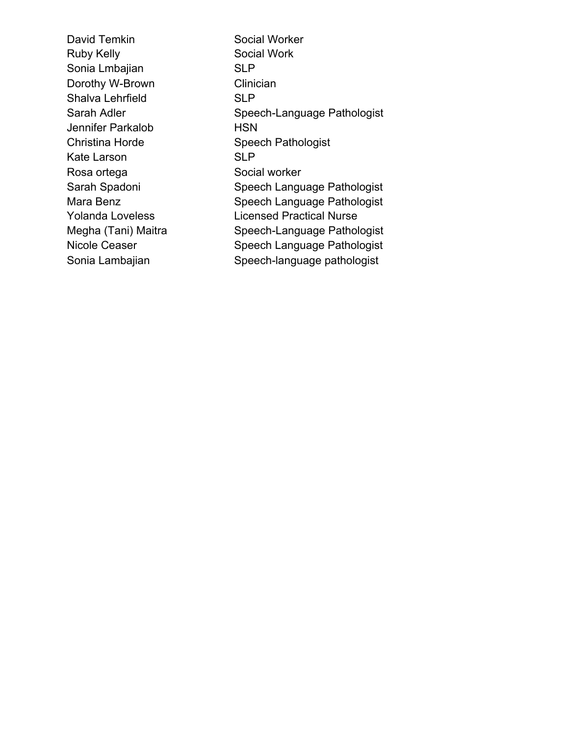| | |
|---|---|
| David Temkin | Social Worker |
| Ruby Kelly | Social Work |
| Sonia Lmbajian | SLP |
| Dorothy W-Brown | Clinician |
| Shalva Lehrfield | SLP |
| Sarah Adler | Speech-Language Pathologist |
| Jennifer Parkalob | HSN |
| Christina Horde | Speech Pathologist |
| Kate Larson | SLP |
| Rosa ortega | Social worker |
| Sarah Spadoni | Speech Language Pathologist |
| Mara Benz | Speech Language Pathologist |
| Yolanda Loveless | Licensed Practical Nurse |
| Megha (Tani) Maitra | Speech-Language Pathologist |
| Nicole Ceaser | Speech Language Pathologist |
| Sonia Lambajian | Speech-language pathologist |